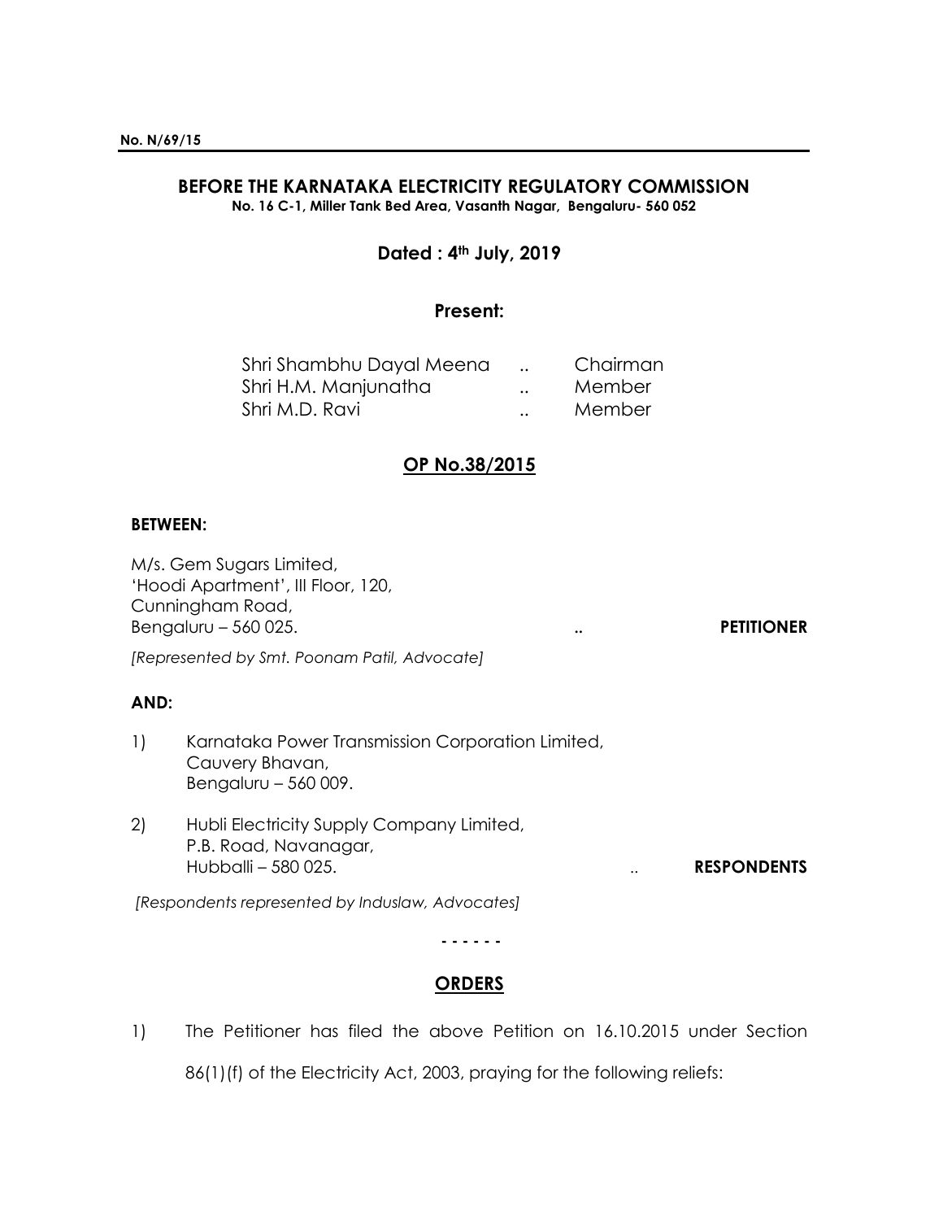**No. N/69/15**

**BEFORE THE KARNATAKA ELECTRICITY REGULATORY COMMISSION**
**No. 16 C-1, Miller Tank Bed Area, Vasanth Nagar, Bengaluru- 560 052**

**Dated : 4th July, 2019**

**Present:**

| | | |
|---|---|---|
| Shri Shambhu Dayal Meena | .. | Chairman |
| Shri H.M. Manjunatha | .. | Member |
| Shri M.D. Ravi | .. | Member |

**OP No.38/2015**

**BETWEEN:**

M/s. Gem Sugars Limited,
'Hoodi Apartment', III Floor, 120,
Cunningham Road,
Bengaluru – 560 025. .. **PETITIONER**

*[Represented by Smt. Poonam Patil, Advocate]*

**AND:**

1) Karnataka Power Transmission Corporation Limited,
Cauvery Bhavan,
Bengaluru – 560 009.

2) Hubli Electricity Supply Company Limited,
P.B. Road, Navanagar,
Hubballi – 580 025. .. **RESPONDENTS**

*[Respondents represented by Induslaw, Advocates]*

\- - - - - -

**ORDERS**

1) The Petitioner has filed the above Petition on 16.10.2015 under Section 86(1)(f) of the Electricity Act, 2003, praying for the following reliefs: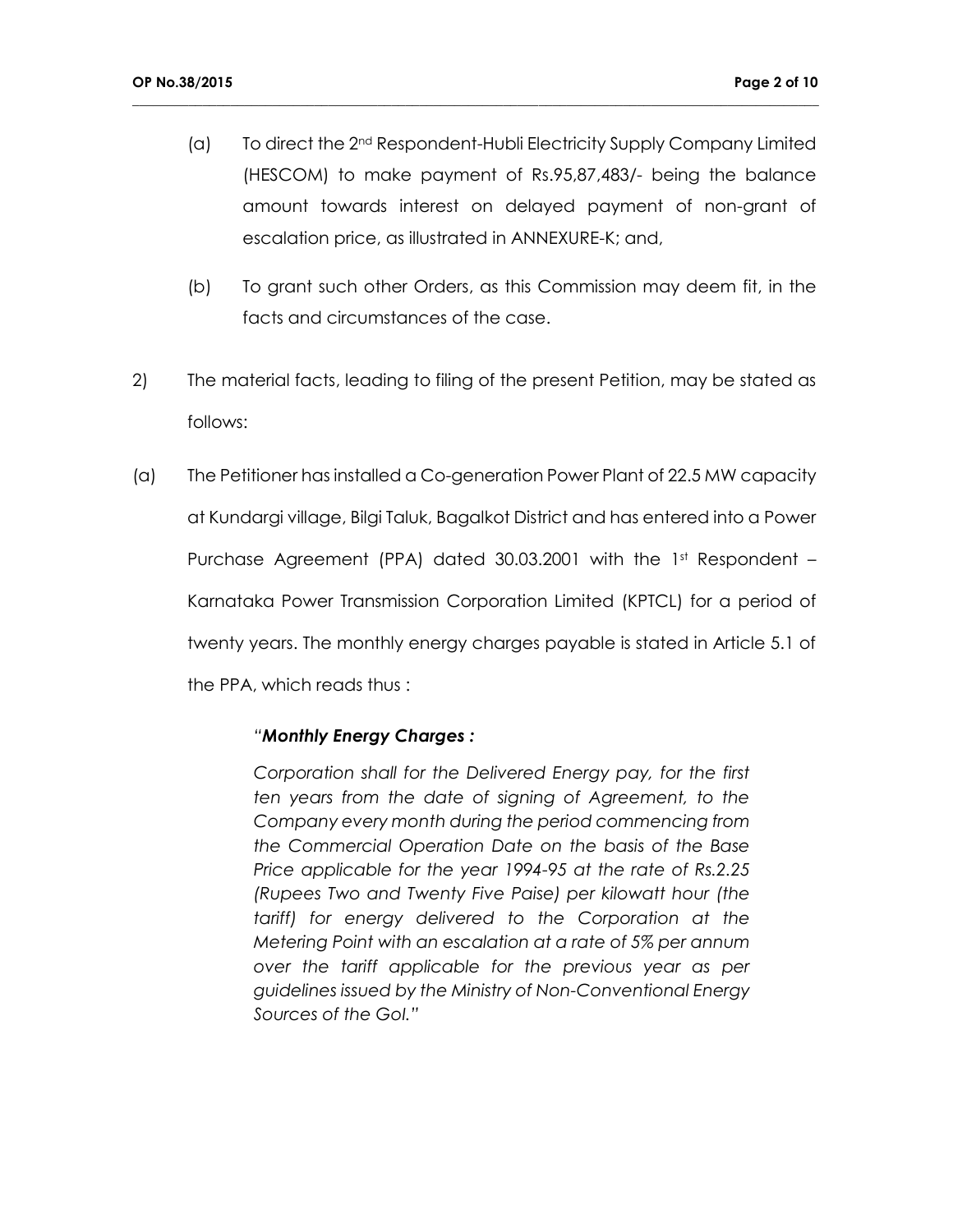(a) To direct the 2nd Respondent-Hubli Electricity Supply Company Limited (HESCOM) to make payment of Rs.95,87,483/- being the balance amount towards interest on delayed payment of non-grant of escalation price, as illustrated in ANNEXURE-K; and,

(b) To grant such other Orders, as this Commission may deem fit, in the facts and circumstances of the case.

2) The material facts, leading to filing of the present Petition, may be stated as follows:

(a) The Petitioner has installed a Co-generation Power Plant of 22.5 MW capacity at Kundargi village, Bilgi Taluk, Bagalkot District and has entered into a Power Purchase Agreement (PPA) dated 30.03.2001 with the 1st Respondent – Karnataka Power Transmission Corporation Limited (KPTCL) for a period of twenty years. The monthly energy charges payable is stated in Article 5.1 of the PPA, which reads thus :

> *"**Monthly Energy Charges :***
>
> *Corporation shall for the Delivered Energy pay, for the first ten years from the date of signing of Agreement, to the Company every month during the period commencing from the Commercial Operation Date on the basis of the Base Price applicable for the year 1994-95 at the rate of Rs.2.25 (Rupees Two and Twenty Five Paise) per kilowatt hour (the tariff) for energy delivered to the Corporation at the Metering Point with an escalation at a rate of 5% per annum over the tariff applicable for the previous year as per guidelines issued by the Ministry of Non-Conventional Energy Sources of the GoI."*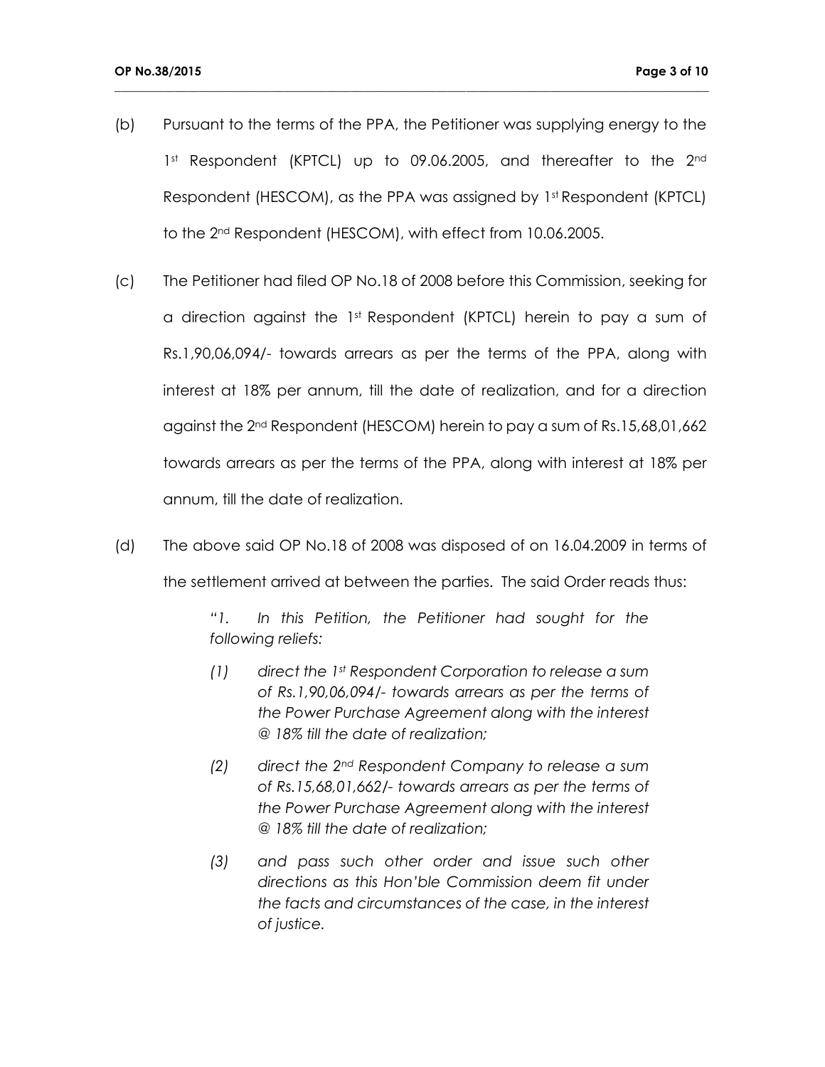(b) Pursuant to the terms of the PPA, the Petitioner was supplying energy to the 1st Respondent (KPTCL) up to 09.06.2005, and thereafter to the 2nd Respondent (HESCOM), as the PPA was assigned by 1st Respondent (KPTCL) to the 2nd Respondent (HESCOM), with effect from 10.06.2005.

(c) The Petitioner had filed OP No.18 of 2008 before this Commission, seeking for a direction against the 1st Respondent (KPTCL) herein to pay a sum of Rs.1,90,06,094/- towards arrears as per the terms of the PPA, along with interest at 18% per annum, till the date of realization, and for a direction against the 2nd Respondent (HESCOM) herein to pay a sum of Rs.15,68,01,662 towards arrears as per the terms of the PPA, along with interest at 18% per annum, till the date of realization.

(d) The above said OP No.18 of 2008 was disposed of on 16.04.2009 in terms of the settlement arrived at between the parties. The said Order reads thus:

> *"1. In this Petition, the Petitioner had sought for the following reliefs:*
>
> *(1) direct the 1st Respondent Corporation to release a sum of Rs.1,90,06,094/- towards arrears as per the terms of the Power Purchase Agreement along with the interest @ 18% till the date of realization;*
>
> *(2) direct the 2nd Respondent Company to release a sum of Rs.15,68,01,662/- towards arrears as per the terms of the Power Purchase Agreement along with the interest @ 18% till the date of realization;*
>
> *(3) and pass such other order and issue such other directions as this Hon'ble Commission deem fit under the facts and circumstances of the case, in the interest of justice.*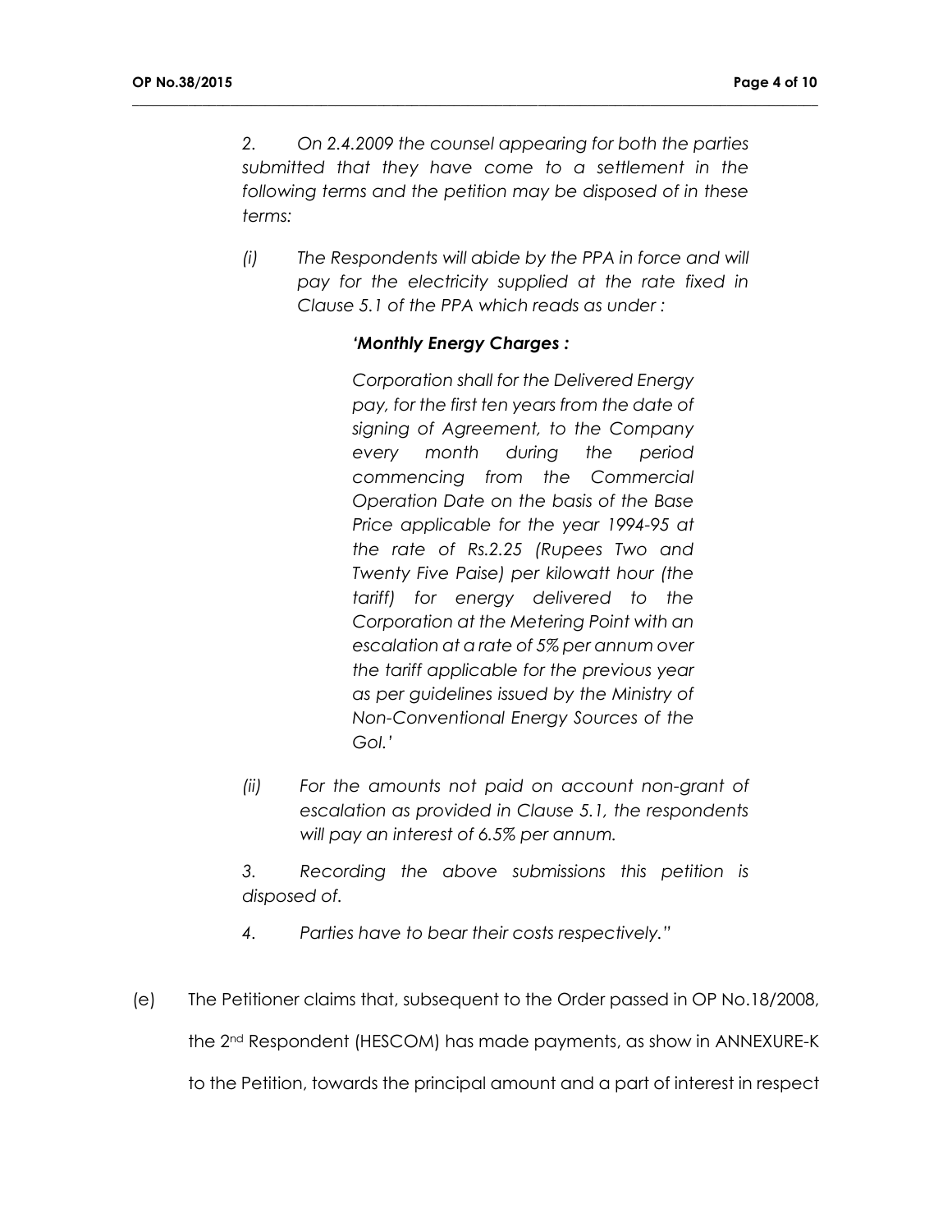*2. On 2.4.2009 the counsel appearing for both the parties submitted that they have come to a settlement in the following terms and the petition may be disposed of in these terms:*

*(i) The Respondents will abide by the PPA in force and will pay for the electricity supplied at the rate fixed in Clause 5.1 of the PPA which reads as under :*

> ***'Monthly Energy Charges :***
>
> *Corporation shall for the Delivered Energy pay, for the first ten years from the date of signing of Agreement, to the Company every month during the period commencing from the Commercial Operation Date on the basis of the Base Price applicable for the year 1994-95 at the rate of Rs.2.25 (Rupees Two and Twenty Five Paise) per kilowatt hour (the tariff) for energy delivered to the Corporation at the Metering Point with an escalation at a rate of 5% per annum over the tariff applicable for the previous year as per guidelines issued by the Ministry of Non-Conventional Energy Sources of the GoI.'*

*(ii) For the amounts not paid on account non-grant of escalation as provided in Clause 5.1, the respondents will pay an interest of 6.5% per annum.*

*3. Recording the above submissions this petition is disposed of.*

*4. Parties have to bear their costs respectively."*

(e) The Petitioner claims that, subsequent to the Order passed in OP No.18/2008, the 2nd Respondent (HESCOM) has made payments, as show in ANNEXURE-K to the Petition, towards the principal amount and a part of interest in respect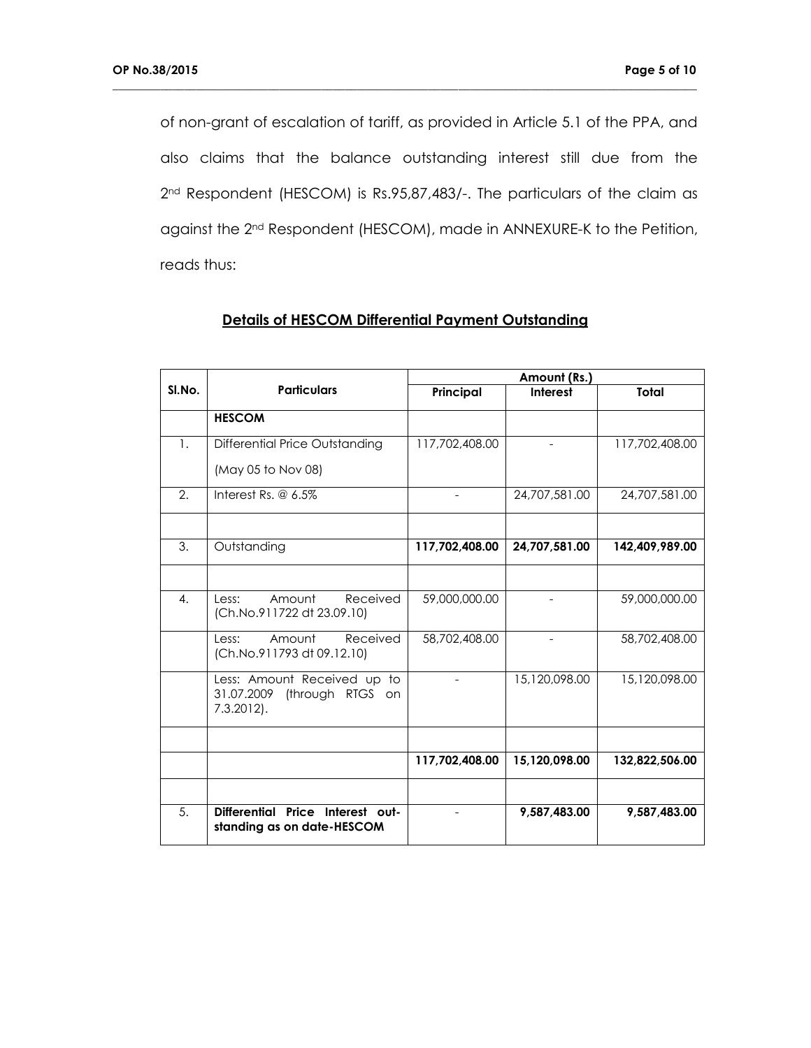of non-grant of escalation of tariff, as provided in Article 5.1 of the PPA, and also claims that the balance outstanding interest still due from the 2nd Respondent (HESCOM) is Rs.95,87,483/-. The particulars of the claim as against the 2nd Respondent (HESCOM), made in ANNEXURE-K to the Petition, reads thus:

**Details of HESCOM Differential Payment Outstanding**

| Sl.No. | Particulars | Amount (Rs.) | | |
|---|---|---|---|---|
| | | Principal | Interest | Total |
| | **HESCOM** | | | |
| 1. | Differential Price Outstanding (May 05 to Nov 08) | 117,702,408.00 | - | 117,702,408.00 |
| 2. | Interest Rs. @ 6.5% | - | 24,707,581.00 | 24,707,581.00 |
| | | | | |
| 3. | Outstanding | **117,702,408.00** | **24,707,581.00** | **142,409,989.00** |
| | | | | |
| 4. | Less: Amount Received (Ch.No.911722 dt 23.09.10) | 59,000,000.00 | - | 59,000,000.00 |
| | Less: Amount Received (Ch.No.911793 dt 09.12.10) | 58,702,408.00 | - | 58,702,408.00 |
| | Less: Amount Received up to 31.07.2009 (through RTGS on 7.3.2012). | - | 15,120,098.00 | 15,120,098.00 |
| | | | | |
| | | **117,702,408.00** | **15,120,098.00** | **132,822,506.00** |
| | | | | |
| 5. | **Differential Price Interest out-standing as on date-HESCOM** | - | **9,587,483.00** | **9,587,483.00** |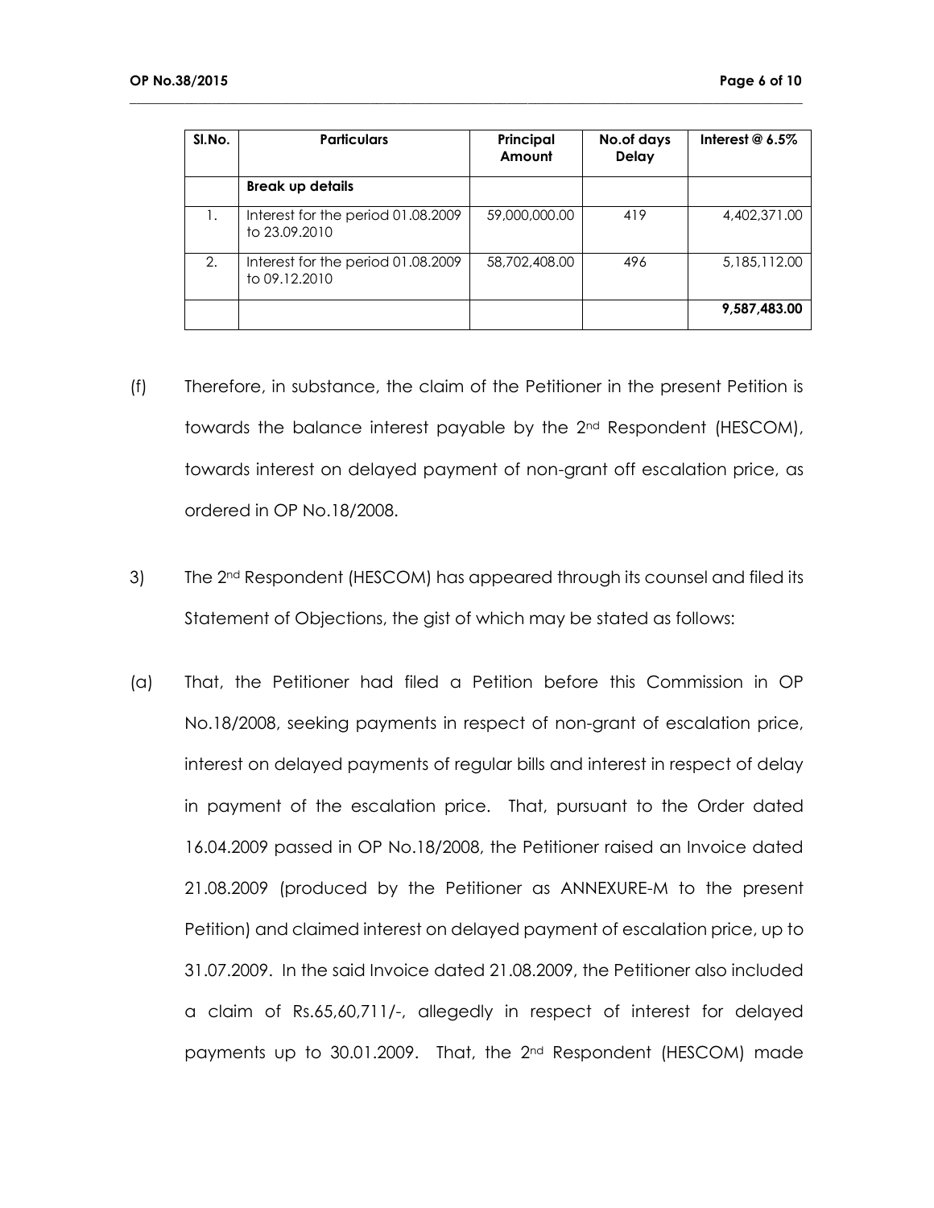| Sl.No. | Particulars | Principal Amount | No.of days Delay | Interest @ 6.5% |
|---|---|---|---|---|
| | **Break up details** | | | |
| 1. | Interest for the period 01.08.2009 to 23.09.2010 | 59,000,000.00 | 419 | 4,402,371.00 |
| 2. | Interest for the period 01.08.2009 to 09.12.2010 | 58,702,408.00 | 496 | 5,185,112.00 |
| | | | | **9,587,483.00** |

(f) Therefore, in substance, the claim of the Petitioner in the present Petition is towards the balance interest payable by the 2nd Respondent (HESCOM), towards interest on delayed payment of non-grant off escalation price, as ordered in OP No.18/2008.

3) The 2nd Respondent (HESCOM) has appeared through its counsel and filed its Statement of Objections, the gist of which may be stated as follows:

(a) That, the Petitioner had filed a Petition before this Commission in OP No.18/2008, seeking payments in respect of non-grant of escalation price, interest on delayed payments of regular bills and interest in respect of delay in payment of the escalation price. That, pursuant to the Order dated 16.04.2009 passed in OP No.18/2008, the Petitioner raised an Invoice dated 21.08.2009 (produced by the Petitioner as ANNEXURE-M to the present Petition) and claimed interest on delayed payment of escalation price, up to 31.07.2009. In the said Invoice dated 21.08.2009, the Petitioner also included a claim of Rs.65,60,711/-, allegedly in respect of interest for delayed payments up to 30.01.2009. That, the 2nd Respondent (HESCOM) made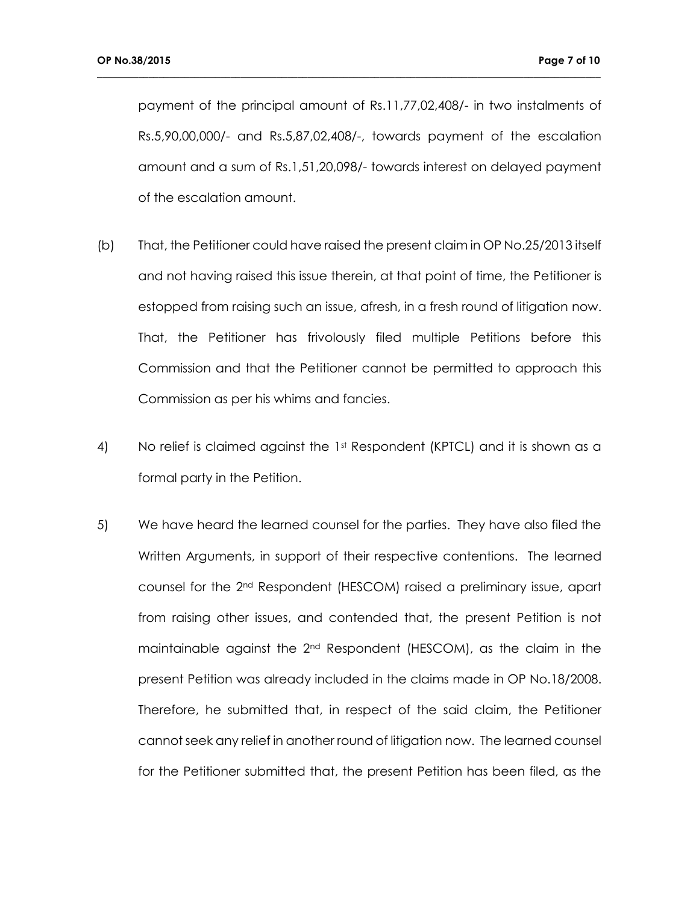payment of the principal amount of Rs.11,77,02,408/- in two instalments of Rs.5,90,00,000/- and Rs.5,87,02,408/-, towards payment of the escalation amount and a sum of Rs.1,51,20,098/- towards interest on delayed payment of the escalation amount.

(b) That, the Petitioner could have raised the present claim in OP No.25/2013 itself and not having raised this issue therein, at that point of time, the Petitioner is estopped from raising such an issue, afresh, in a fresh round of litigation now. That, the Petitioner has frivolously filed multiple Petitions before this Commission and that the Petitioner cannot be permitted to approach this Commission as per his whims and fancies.

4) No relief is claimed against the 1st Respondent (KPTCL) and it is shown as a formal party in the Petition.

5) We have heard the learned counsel for the parties. They have also filed the Written Arguments, in support of their respective contentions. The learned counsel for the 2nd Respondent (HESCOM) raised a preliminary issue, apart from raising other issues, and contended that, the present Petition is not maintainable against the 2nd Respondent (HESCOM), as the claim in the present Petition was already included in the claims made in OP No.18/2008. Therefore, he submitted that, in respect of the said claim, the Petitioner cannot seek any relief in another round of litigation now. The learned counsel for the Petitioner submitted that, the present Petition has been filed, as the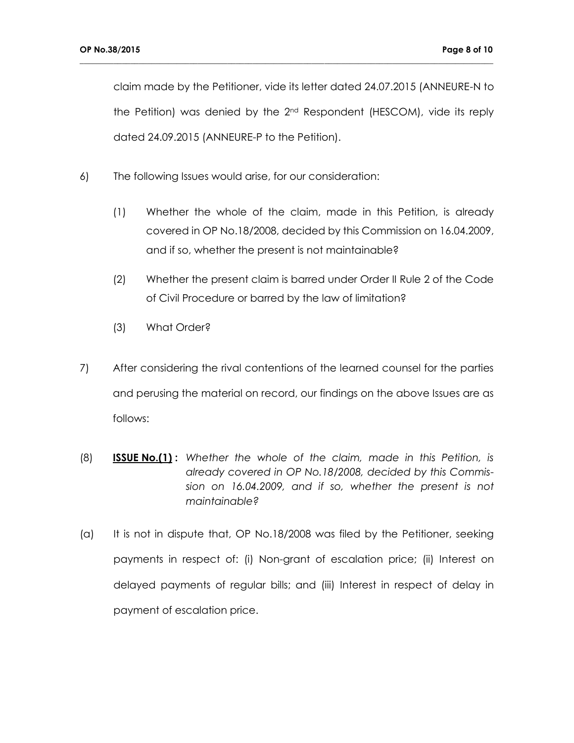claim made by the Petitioner, vide its letter dated 24.07.2015 (ANNEURE-N to the Petition) was denied by the 2nd Respondent (HESCOM), vide its reply dated 24.09.2015 (ANNEURE-P to the Petition).

6) The following Issues would arise, for our consideration:

   (1) Whether the whole of the claim, made in this Petition, is already covered in OP No.18/2008, decided by this Commission on 16.04.2009, and if so, whether the present is not maintainable?

   (2) Whether the present claim is barred under Order II Rule 2 of the Code of Civil Procedure or barred by the law of limitation?

   (3) What Order?

7) After considering the rival contentions of the learned counsel for the parties and perusing the material on record, our findings on the above Issues are as follows:

(8) **ISSUE No.(1) :** *Whether the whole of the claim, made in this Petition, is already covered in OP No.18/2008, decided by this Commission on 16.04.2009, and if so, whether the present is not maintainable?*

(a) It is not in dispute that, OP No.18/2008 was filed by the Petitioner, seeking payments in respect of: (i) Non-grant of escalation price; (ii) Interest on delayed payments of regular bills; and (iii) Interest in respect of delay in payment of escalation price.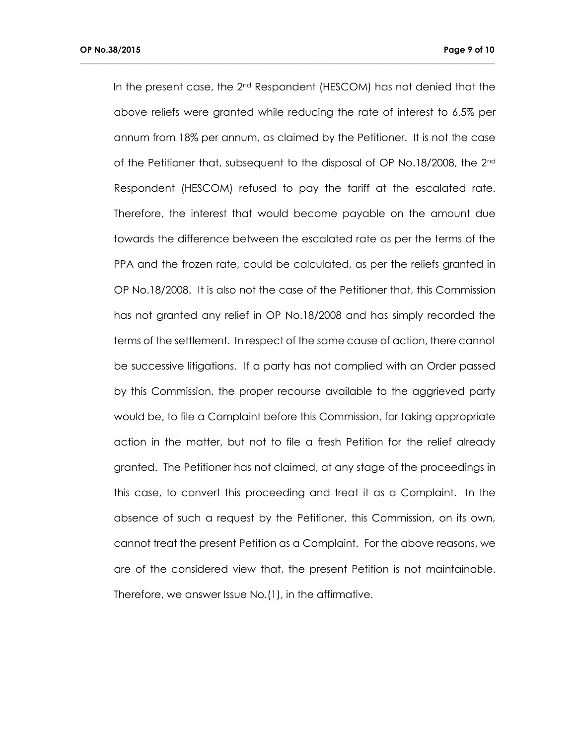In the present case, the 2nd Respondent (HESCOM) has not denied that the above reliefs were granted while reducing the rate of interest to 6.5% per annum from 18% per annum, as claimed by the Petitioner. It is not the case of the Petitioner that, subsequent to the disposal of OP No.18/2008, the 2nd Respondent (HESCOM) refused to pay the tariff at the escalated rate. Therefore, the interest that would become payable on the amount due towards the difference between the escalated rate as per the terms of the PPA and the frozen rate, could be calculated, as per the reliefs granted in OP No.18/2008. It is also not the case of the Petitioner that, this Commission has not granted any relief in OP No.18/2008 and has simply recorded the terms of the settlement. In respect of the same cause of action, there cannot be successive litigations. If a party has not complied with an Order passed by this Commission, the proper recourse available to the aggrieved party would be, to file a Complaint before this Commission, for taking appropriate action in the matter, but not to file a fresh Petition for the relief already granted. The Petitioner has not claimed, at any stage of the proceedings in this case, to convert this proceeding and treat it as a Complaint. In the absence of such a request by the Petitioner, this Commission, on its own, cannot treat the present Petition as a Complaint. For the above reasons, we are of the considered view that, the present Petition is not maintainable. Therefore, we answer Issue No.(1), in the affirmative.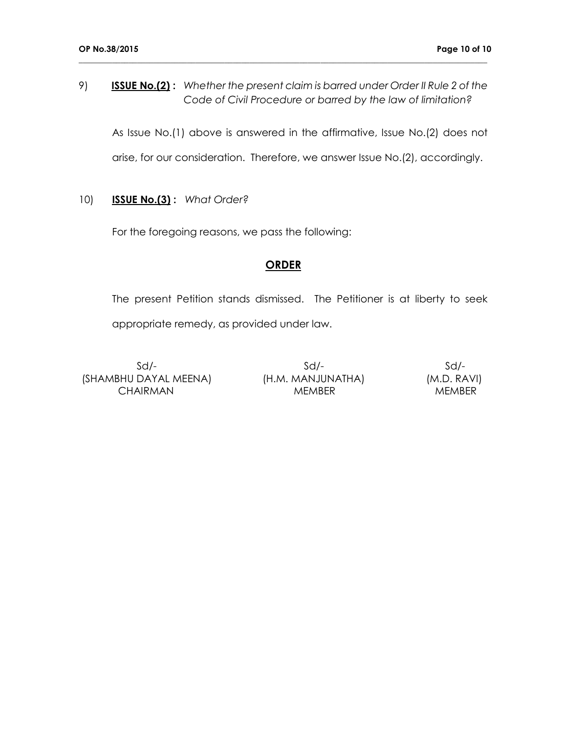9) **ISSUE No.(2) :** *Whether the present claim is barred under Order II Rule 2 of the Code of Civil Procedure or barred by the law of limitation?*

As Issue No.(1) above is answered in the affirmative, Issue No.(2) does not arise, for our consideration. Therefore, we answer Issue No.(2), accordingly.

10) **ISSUE No.(3) :** *What Order?*

For the foregoing reasons, we pass the following:

## ORDER

The present Petition stands dismissed. The Petitioner is at liberty to seek appropriate remedy, as provided under law.

| | | |
|---|---|---|
| Sd/- | Sd/- | Sd/- |
| (SHAMBHU DAYAL MEENA) | (H.M. MANJUNATHA) | (M.D. RAVI) |
| CHAIRMAN | MEMBER | MEMBER |